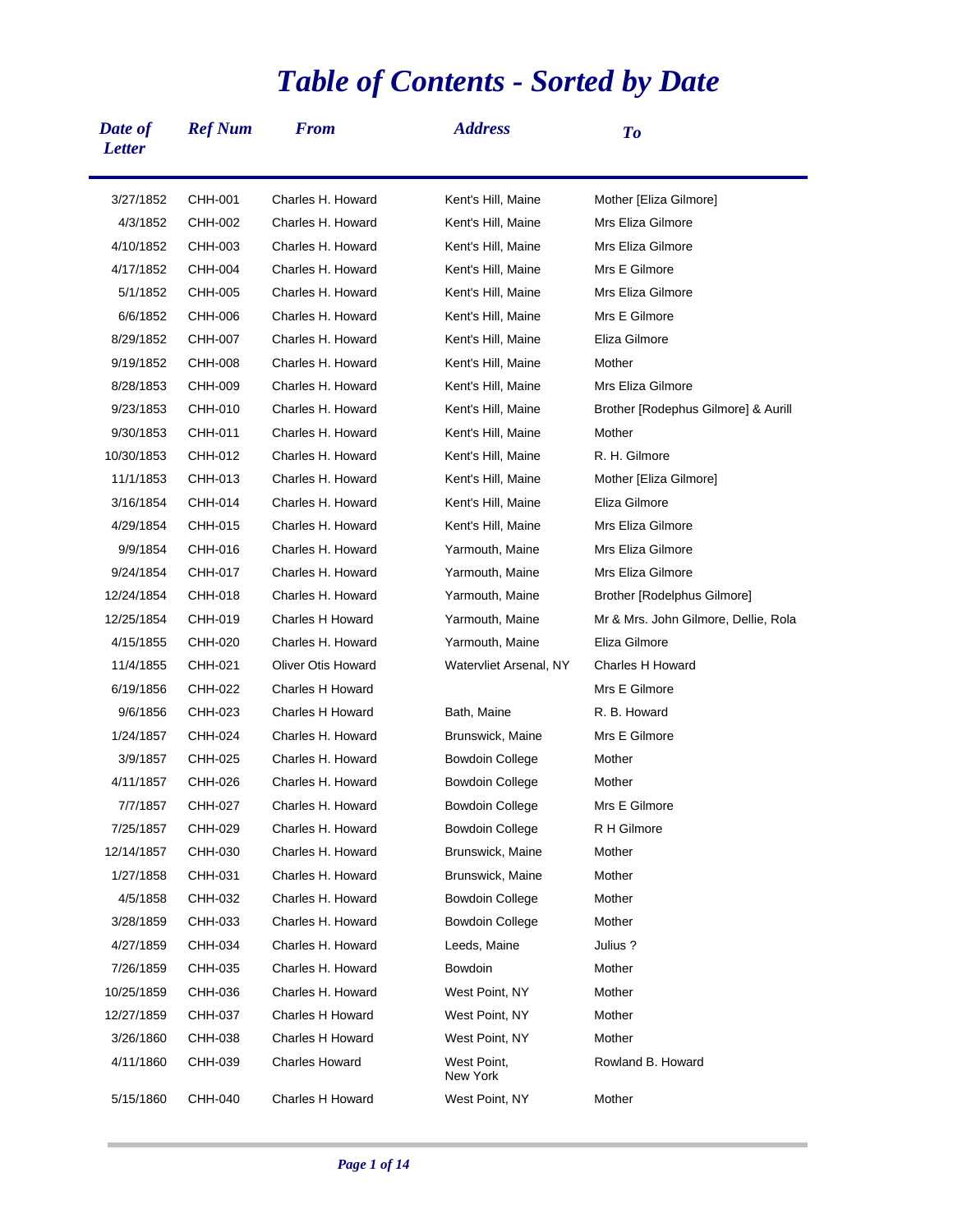# Table of Contents - Sorted by Date

| Date of Letter | Ref Num | From | Address | To |
|---|---|---|---|---|
| 3/27/1852 | CHH-001 | Charles H. Howard | Kent's Hill, Maine | Mother [Eliza Gilmore] |
| 4/3/1852 | CHH-002 | Charles H. Howard | Kent's Hill, Maine | Mrs Eliza Gilmore |
| 4/10/1852 | CHH-003 | Charles H. Howard | Kent's Hill, Maine | Mrs Eliza Gilmore |
| 4/17/1852 | CHH-004 | Charles H. Howard | Kent's Hill, Maine | Mrs E Gilmore |
| 5/1/1852 | CHH-005 | Charles H. Howard | Kent's Hill, Maine | Mrs Eliza Gilmore |
| 6/6/1852 | CHH-006 | Charles H. Howard | Kent's Hill, Maine | Mrs E Gilmore |
| 8/29/1852 | CHH-007 | Charles H. Howard | Kent's Hill, Maine | Eliza Gilmore |
| 9/19/1852 | CHH-008 | Charles H. Howard | Kent's Hill, Maine | Mother |
| 8/28/1853 | CHH-009 | Charles H. Howard | Kent's Hill, Maine | Mrs Eliza Gilmore |
| 9/23/1853 | CHH-010 | Charles H. Howard | Kent's Hill, Maine | Brother [Rodephus Gilmore] & Aurill |
| 9/30/1853 | CHH-011 | Charles H. Howard | Kent's Hill, Maine | Mother |
| 10/30/1853 | CHH-012 | Charles H. Howard | Kent's Hill, Maine | R. H. Gilmore |
| 11/1/1853 | CHH-013 | Charles H. Howard | Kent's Hill, Maine | Mother [Eliza Gilmore] |
| 3/16/1854 | CHH-014 | Charles H. Howard | Kent's Hill, Maine | Eliza Gilmore |
| 4/29/1854 | CHH-015 | Charles H. Howard | Kent's Hill, Maine | Mrs Eliza Gilmore |
| 9/9/1854 | CHH-016 | Charles H. Howard | Yarmouth, Maine | Mrs Eliza Gilmore |
| 9/24/1854 | CHH-017 | Charles H. Howard | Yarmouth, Maine | Mrs Eliza Gilmore |
| 12/24/1854 | CHH-018 | Charles H. Howard | Yarmouth, Maine | Brother [Rodelphus Gilmore] |
| 12/25/1854 | CHH-019 | Charles H Howard | Yarmouth, Maine | Mr & Mrs. John Gilmore, Dellie, Rola |
| 4/15/1855 | CHH-020 | Charles H. Howard | Yarmouth, Maine | Eliza Gilmore |
| 11/4/1855 | CHH-021 | Oliver Otis Howard | Watervliet Arsenal, NY | Charles H Howard |
| 6/19/1856 | CHH-022 | Charles H Howard | | Mrs E Gilmore |
| 9/6/1856 | CHH-023 | Charles H Howard | Bath, Maine | R. B. Howard |
| 1/24/1857 | CHH-024 | Charles H. Howard | Brunswick, Maine | Mrs E Gilmore |
| 3/9/1857 | CHH-025 | Charles H. Howard | Bowdoin College | Mother |
| 4/11/1857 | CHH-026 | Charles H. Howard | Bowdoin College | Mother |
| 7/7/1857 | CHH-027 | Charles H. Howard | Bowdoin College | Mrs E Gilmore |
| 7/25/1857 | CHH-029 | Charles H. Howard | Bowdoin College | R H Gilmore |
| 12/14/1857 | CHH-030 | Charles H. Howard | Brunswick, Maine | Mother |
| 1/27/1858 | CHH-031 | Charles H. Howard | Brunswick, Maine | Mother |
| 4/5/1858 | CHH-032 | Charles H. Howard | Bowdoin College | Mother |
| 3/28/1859 | CHH-033 | Charles H. Howard | Bowdoin College | Mother |
| 4/27/1859 | CHH-034 | Charles H. Howard | Leeds, Maine | Julius ? |
| 7/26/1859 | CHH-035 | Charles H. Howard | Bowdoin | Mother |
| 10/25/1859 | CHH-036 | Charles H. Howard | West Point, NY | Mother |
| 12/27/1859 | CHH-037 | Charles H Howard | West Point, NY | Mother |
| 3/26/1860 | CHH-038 | Charles H Howard | West Point, NY | Mother |
| 4/11/1860 | CHH-039 | Charles Howard | West Point, New York | Rowland B. Howard |
| 5/15/1860 | CHH-040 | Charles H Howard | West Point, NY | Mother |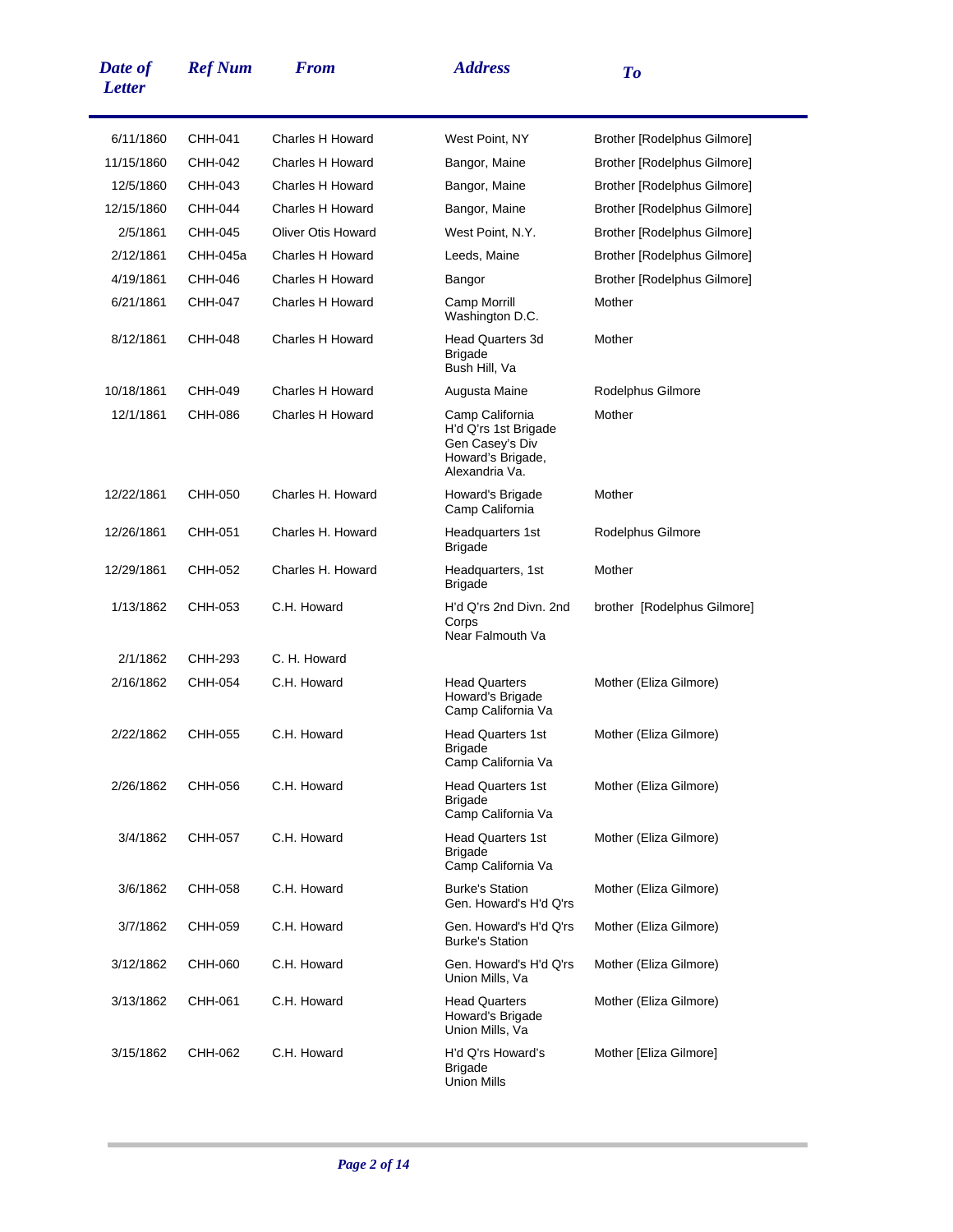| Date of Letter | Ref Num | From | Address | To |
|---|---|---|---|---|
| 6/11/1860 | CHH-041 | Charles H Howard | West Point, NY | Brother [Rodelphus Gilmore] |
| 11/15/1860 | CHH-042 | Charles H Howard | Bangor, Maine | Brother [Rodelphus Gilmore] |
| 12/5/1860 | CHH-043 | Charles H Howard | Bangor, Maine | Brother [Rodelphus Gilmore] |
| 12/15/1860 | CHH-044 | Charles H Howard | Bangor, Maine | Brother [Rodelphus Gilmore] |
| 2/5/1861 | CHH-045 | Oliver Otis Howard | West Point, N.Y. | Brother [Rodelphus Gilmore] |
| 2/12/1861 | CHH-045a | Charles H Howard | Leeds, Maine | Brother [Rodelphus Gilmore] |
| 4/19/1861 | CHH-046 | Charles H Howard | Bangor | Brother [Rodelphus Gilmore] |
| 6/21/1861 | CHH-047 | Charles H Howard | Camp Morrill Washington D.C. | Mother |
| 8/12/1861 | CHH-048 | Charles H Howard | Head Quarters 3d Brigade Bush Hill, Va | Mother |
| 10/18/1861 | CHH-049 | Charles H Howard | Augusta Maine | Rodelphus Gilmore |
| 12/1/1861 | CHH-086 | Charles H Howard | Camp California H'd Q'rs 1st Brigade Gen Casey's Div Howard's Brigade, Alexandria Va. | Mother |
| 12/22/1861 | CHH-050 | Charles H. Howard | Howard's Brigade Camp California | Mother |
| 12/26/1861 | CHH-051 | Charles H. Howard | Headquarters 1st Brigade | Rodelphus Gilmore |
| 12/29/1861 | CHH-052 | Charles H. Howard | Headquarters, 1st Brigade | Mother |
| 1/13/1862 | CHH-053 | C.H. Howard | H'd Q'rs 2nd Divn. 2nd Corps Near Falmouth Va | brother [Rodelphus Gilmore] |
| 2/1/1862 | CHH-293 | C. H. Howard | | |
| 2/16/1862 | CHH-054 | C.H. Howard | Head Quarters Howard's Brigade Camp California Va | Mother (Eliza Gilmore) |
| 2/22/1862 | CHH-055 | C.H. Howard | Head Quarters 1st Brigade Camp California Va | Mother (Eliza Gilmore) |
| 2/26/1862 | CHH-056 | C.H. Howard | Head Quarters 1st Brigade Camp California Va | Mother (Eliza Gilmore) |
| 3/4/1862 | CHH-057 | C.H. Howard | Head Quarters 1st Brigade Camp California Va | Mother (Eliza Gilmore) |
| 3/6/1862 | CHH-058 | C.H. Howard | Burke's Station Gen. Howard's H'd Q'rs | Mother (Eliza Gilmore) |
| 3/7/1862 | CHH-059 | C.H. Howard | Gen. Howard's H'd Q'rs Burke's Station | Mother (Eliza Gilmore) |
| 3/12/1862 | CHH-060 | C.H. Howard | Gen. Howard's H'd Q'rs Union Mills, Va | Mother (Eliza Gilmore) |
| 3/13/1862 | CHH-061 | C.H. Howard | Head Quarters Howard's Brigade Union Mills, Va | Mother (Eliza Gilmore) |
| 3/15/1862 | CHH-062 | C.H. Howard | H'd Q'rs Howard's Brigade Union Mills | Mother [Eliza Gilmore] |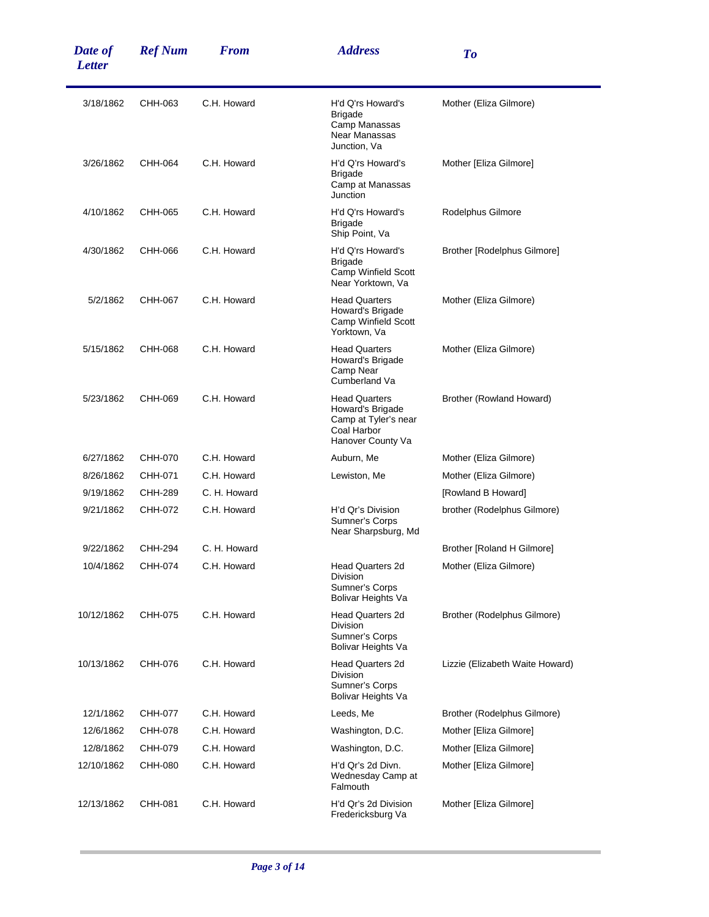| Date of Letter | Ref Num | From | Address | To |
|---|---|---|---|---|
| 3/18/1862 | CHH-063 | C.H. Howard | H'd Q'rs Howard's Brigade Camp Manassas Near Manassas Junction, Va | Mother (Eliza Gilmore) |
| 3/26/1862 | CHH-064 | C.H. Howard | H'd Q'rs Howard's Brigade Camp at Manassas Junction | Mother [Eliza Gilmore] |
| 4/10/1862 | CHH-065 | C.H. Howard | H'd Q'rs Howard's Brigade Ship Point, Va | Rodelphus Gilmore |
| 4/30/1862 | CHH-066 | C.H. Howard | H'd Q'rs Howard's Brigade Camp Winfield Scott Near Yorktown, Va | Brother [Rodelphus Gilmore] |
| 5/2/1862 | CHH-067 | C.H. Howard | Head Quarters Howard's Brigade Camp Winfield Scott Yorktown, Va | Mother (Eliza Gilmore) |
| 5/15/1862 | CHH-068 | C.H. Howard | Head Quarters Howard's Brigade Camp Near Cumberland Va | Mother (Eliza Gilmore) |
| 5/23/1862 | CHH-069 | C.H. Howard | Head Quarters Howard's Brigade Camp at Tyler's near Coal Harbor Hanover County Va | Brother (Rowland Howard) |
| 6/27/1862 | CHH-070 | C.H. Howard | Auburn, Me | Mother (Eliza Gilmore) |
| 8/26/1862 | CHH-071 | C.H. Howard | Lewiston, Me | Mother (Eliza Gilmore) |
| 9/19/1862 | CHH-289 | C. H. Howard | | [Rowland B Howard] |
| 9/21/1862 | CHH-072 | C.H. Howard | H'd Qr's Division Sumner's Corps Near Sharpsburg, Md | brother (Rodelphus Gilmore) |
| 9/22/1862 | CHH-294 | C. H. Howard | | Brother [Roland H Gilmore] |
| 10/4/1862 | CHH-074 | C.H. Howard | Head Quarters 2d Division Sumner's Corps Bolivar Heights Va | Mother (Eliza Gilmore) |
| 10/12/1862 | CHH-075 | C.H. Howard | Head Quarters 2d Division Sumner's Corps Bolivar Heights Va | Brother (Rodelphus Gilmore) |
| 10/13/1862 | CHH-076 | C.H. Howard | Head Quarters 2d Division Sumner's Corps Bolivar Heights Va | Lizzie (Elizabeth Waite Howard) |
| 12/1/1862 | CHH-077 | C.H. Howard | Leeds, Me | Brother (Rodelphus Gilmore) |
| 12/6/1862 | CHH-078 | C.H. Howard | Washington, D.C. | Mother [Eliza Gilmore] |
| 12/8/1862 | CHH-079 | C.H. Howard | Washington, D.C. | Mother [Eliza Gilmore] |
| 12/10/1862 | CHH-080 | C.H. Howard | H'd Qr's 2d Divn. Wednesday Camp at Falmouth | Mother [Eliza Gilmore] |
| 12/13/1862 | CHH-081 | C.H. Howard | H'd Qr's 2d Division Fredericksburg Va | Mother [Eliza Gilmore] |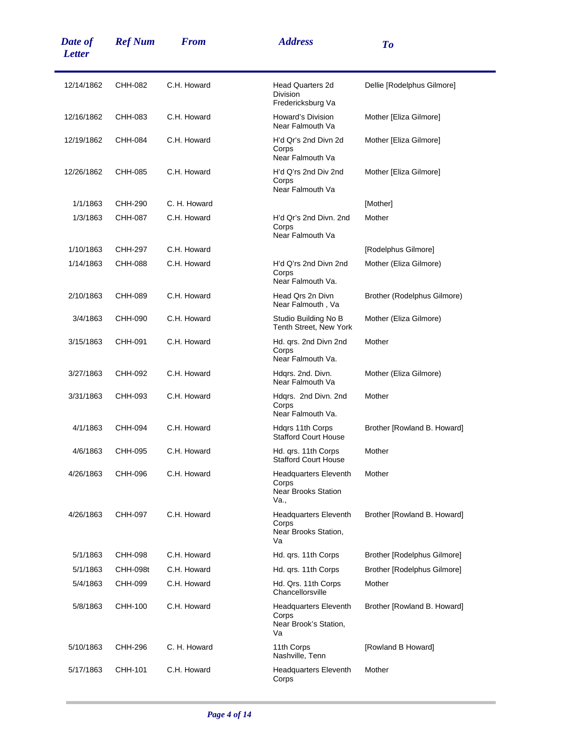| Date of Letter | Ref Num | From | Address | To |
|---|---|---|---|---|
| 12/14/1862 | CHH-082 | C.H. Howard | Head Quarters 2d Division Fredericksburg Va | Dellie [Rodelphus Gilmore] |
| 12/16/1862 | CHH-083 | C.H. Howard | Howard's Division Near Falmouth Va | Mother [Eliza Gilmore] |
| 12/19/1862 | CHH-084 | C.H. Howard | H'd Qr's 2nd Divn 2d Corps Near Falmouth Va | Mother [Eliza Gilmore] |
| 12/26/1862 | CHH-085 | C.H. Howard | H'd Q'rs 2nd Div 2nd Corps Near Falmouth Va | Mother [Eliza Gilmore] |
| 1/1/1863 | CHH-290 | C. H. Howard | | [Mother] |
| 1/3/1863 | CHH-087 | C.H. Howard | H'd Qr's 2nd Divn. 2nd Corps Near Falmouth Va | Mother |
| 1/10/1863 | CHH-297 | C.H. Howard | | [Rodelphus Gilmore] |
| 1/14/1863 | CHH-088 | C.H. Howard | H'd Q'rs 2nd Divn 2nd Corps Near Falmouth Va. | Mother (Eliza Gilmore) |
| 2/10/1863 | CHH-089 | C.H. Howard | Head Qrs 2n Divn Near Falmouth , Va | Brother (Rodelphus Gilmore) |
| 3/4/1863 | CHH-090 | C.H. Howard | Studio Building No B Tenth Street, New York | Mother (Eliza Gilmore) |
| 3/15/1863 | CHH-091 | C.H. Howard | Hd. qrs. 2nd Divn 2nd Corps Near Falmouth Va. | Mother |
| 3/27/1863 | CHH-092 | C.H. Howard | Hdqrs. 2nd. Divn. Near Falmouth Va | Mother (Eliza Gilmore) |
| 3/31/1863 | CHH-093 | C.H. Howard | Hdqrs. 2nd Divn. 2nd Corps Near Falmouth Va. | Mother |
| 4/1/1863 | CHH-094 | C.H. Howard | Hdqrs 11th Corps Stafford Court House | Brother [Rowland B. Howard] |
| 4/6/1863 | CHH-095 | C.H. Howard | Hd. qrs. 11th Corps Stafford Court House | Mother |
| 4/26/1863 | CHH-096 | C.H. Howard | Headquarters Eleventh Corps Near Brooks Station Va., | Mother |
| 4/26/1863 | CHH-097 | C.H. Howard | Headquarters Eleventh Corps Near Brooks Station, Va | Brother [Rowland B. Howard] |
| 5/1/1863 | CHH-098 | C.H. Howard | Hd. qrs. 11th Corps | Brother [Rodelphus Gilmore] |
| 5/1/1863 | CHH-098t | C.H. Howard | Hd. qrs. 11th Corps | Brother [Rodelphus Gilmore] |
| 5/4/1863 | CHH-099 | C.H. Howard | Hd. Qrs. 11th Corps Chancellorsville | Mother |
| 5/8/1863 | CHH-100 | C.H. Howard | Headquarters Eleventh Corps Near Brook's Station, Va | Brother [Rowland B. Howard] |
| 5/10/1863 | CHH-296 | C. H. Howard | 11th Corps Nashville, Tenn | [Rowland B Howard] |
| 5/17/1863 | CHH-101 | C.H. Howard | Headquarters Eleventh Corps | Mother |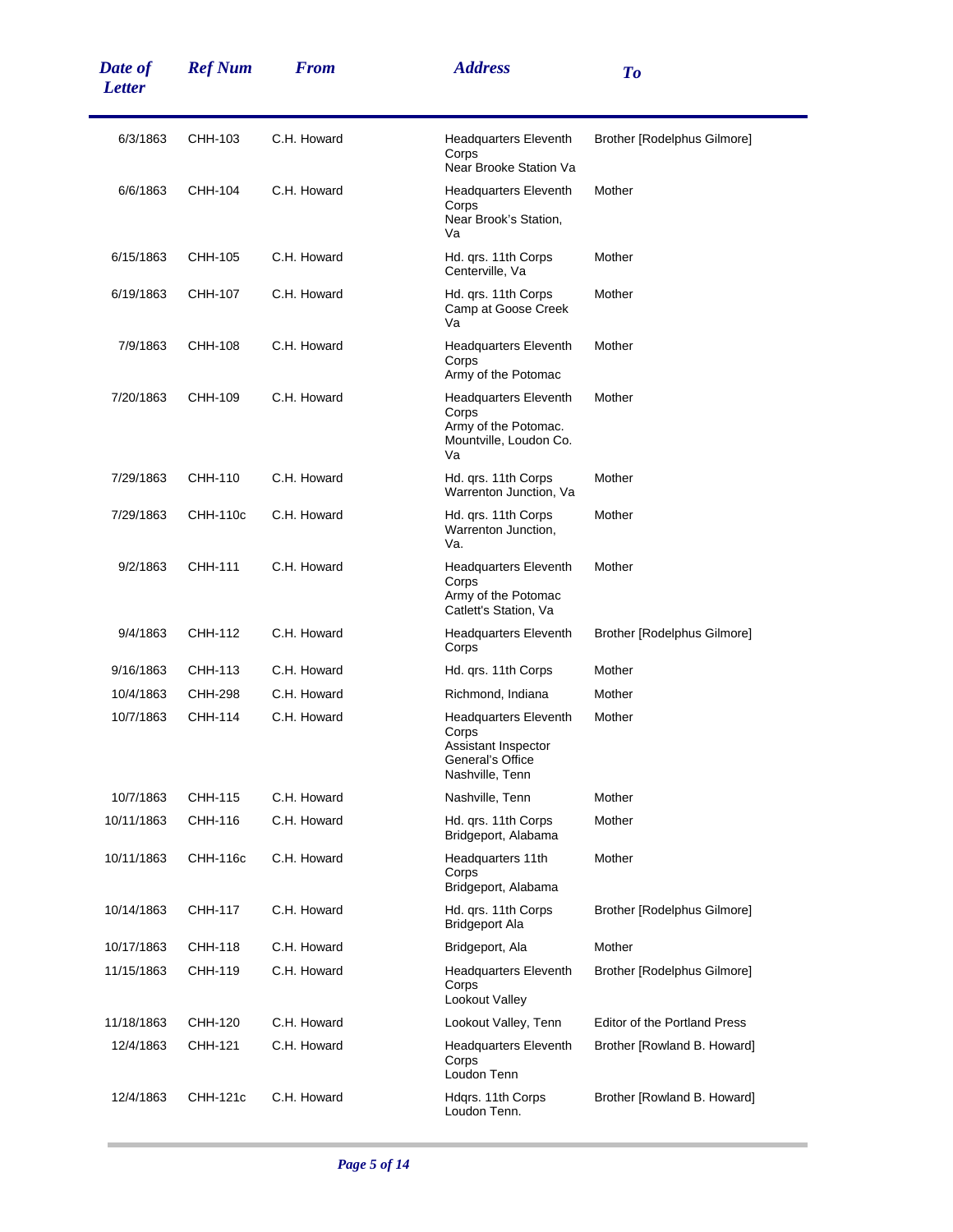| Date of Letter | Ref Num | From | Address | To |
|---|---|---|---|---|
| 6/3/1863 | CHH-103 | C.H. Howard | Headquarters Eleventh Corps Near Brooke Station Va | Brother [Rodelphus Gilmore] |
| 6/6/1863 | CHH-104 | C.H. Howard | Headquarters Eleventh Corps Near Brook's Station, Va | Mother |
| 6/15/1863 | CHH-105 | C.H. Howard | Hd. qrs. 11th Corps Centerville, Va | Mother |
| 6/19/1863 | CHH-107 | C.H. Howard | Hd. qrs. 11th Corps Camp at Goose Creek Va | Mother |
| 7/9/1863 | CHH-108 | C.H. Howard | Headquarters Eleventh Corps Army of the Potomac | Mother |
| 7/20/1863 | CHH-109 | C.H. Howard | Headquarters Eleventh Corps Army of the Potomac. Mountville, Loudon Co. Va | Mother |
| 7/29/1863 | CHH-110 | C.H. Howard | Hd. qrs. 11th Corps Warrenton Junction, Va | Mother |
| 7/29/1863 | CHH-110c | C.H. Howard | Hd. qrs. 11th Corps Warrenton Junction, Va. | Mother |
| 9/2/1863 | CHH-111 | C.H. Howard | Headquarters Eleventh Corps Army of the Potomac Catlett's Station, Va | Mother |
| 9/4/1863 | CHH-112 | C.H. Howard | Headquarters Eleventh Corps | Brother [Rodelphus Gilmore] |
| 9/16/1863 | CHH-113 | C.H. Howard | Hd. qrs. 11th Corps | Mother |
| 10/4/1863 | CHH-298 | C.H. Howard | Richmond, Indiana | Mother |
| 10/7/1863 | CHH-114 | C.H. Howard | Headquarters Eleventh Corps Assistant Inspector General's Office Nashville, Tenn | Mother |
| 10/7/1863 | CHH-115 | C.H. Howard | Nashville, Tenn | Mother |
| 10/11/1863 | CHH-116 | C.H. Howard | Hd. qrs. 11th Corps Bridgeport, Alabama | Mother |
| 10/11/1863 | CHH-116c | C.H. Howard | Headquarters 11th Corps Bridgeport, Alabama | Mother |
| 10/14/1863 | CHH-117 | C.H. Howard | Hd. qrs. 11th Corps Bridgeport Ala | Brother [Rodelphus Gilmore] |
| 10/17/1863 | CHH-118 | C.H. Howard | Bridgeport, Ala | Mother |
| 11/15/1863 | CHH-119 | C.H. Howard | Headquarters Eleventh Corps Lookout Valley | Brother [Rodelphus Gilmore] |
| 11/18/1863 | CHH-120 | C.H. Howard | Lookout Valley, Tenn | Editor of the Portland Press |
| 12/4/1863 | CHH-121 | C.H. Howard | Headquarters Eleventh Corps Loudon Tenn | Brother [Rowland B. Howard] |
| 12/4/1863 | CHH-121c | C.H. Howard | Hdqrs. 11th Corps Loudon Tenn. | Brother [Rowland B. Howard] |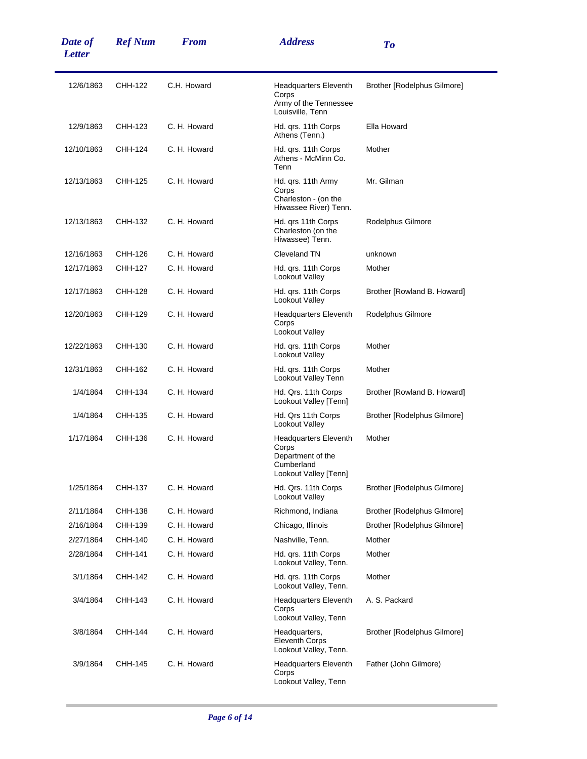| Date of Letter | Ref Num | From | Address | To |
|---|---|---|---|---|
| 12/6/1863 | CHH-122 | C.H. Howard | Headquarters Eleventh Corps Army of the Tennessee Louisville, Tenn | Brother [Rodelphus Gilmore] |
| 12/9/1863 | CHH-123 | C. H. Howard | Hd. qrs. 11th Corps Athens (Tenn.) | Ella Howard |
| 12/10/1863 | CHH-124 | C. H. Howard | Hd. qrs. 11th Corps Athens - McMinn Co. Tenn | Mother |
| 12/13/1863 | CHH-125 | C. H. Howard | Hd. qrs. 11th Army Corps Charleston - (on the Hiwassee River) Tenn. | Mr. Gilman |
| 12/13/1863 | CHH-132 | C. H. Howard | Hd. qrs 11th Corps Charleston (on the Hiwassee) Tenn. | Rodelphus Gilmore |
| 12/16/1863 | CHH-126 | C. H. Howard | Cleveland TN | unknown |
| 12/17/1863 | CHH-127 | C. H. Howard | Hd. qrs. 11th Corps Lookout Valley | Mother |
| 12/17/1863 | CHH-128 | C. H. Howard | Hd. qrs. 11th Corps Lookout Valley | Brother [Rowland B. Howard] |
| 12/20/1863 | CHH-129 | C. H. Howard | Headquarters Eleventh Corps Lookout Valley | Rodelphus Gilmore |
| 12/22/1863 | CHH-130 | C. H. Howard | Hd. qrs. 11th Corps Lookout Valley | Mother |
| 12/31/1863 | CHH-162 | C. H. Howard | Hd. qrs. 11th Corps Lookout Valley Tenn | Mother |
| 1/4/1864 | CHH-134 | C. H. Howard | Hd. Qrs. 11th Corps Lookout Valley [Tenn] | Brother [Rowland B. Howard] |
| 1/4/1864 | CHH-135 | C. H. Howard | Hd. Qrs 11th Corps Lookout Valley | Brother [Rodelphus Gilmore] |
| 1/17/1864 | CHH-136 | C. H. Howard | Headquarters Eleventh Corps Department of the Cumberland Lookout Valley [Tenn] | Mother |
| 1/25/1864 | CHH-137 | C. H. Howard | Hd. Qrs. 11th Corps Lookout Valley | Brother [Rodelphus Gilmore] |
| 2/11/1864 | CHH-138 | C. H. Howard | Richmond, Indiana | Brother [Rodelphus Gilmore] |
| 2/16/1864 | CHH-139 | C. H. Howard | Chicago, Illinois | Brother [Rodelphus Gilmore] |
| 2/27/1864 | CHH-140 | C. H. Howard | Nashville, Tenn. | Mother |
| 2/28/1864 | CHH-141 | C. H. Howard | Hd. qrs. 11th Corps Lookout Valley, Tenn. | Mother |
| 3/1/1864 | CHH-142 | C. H. Howard | Hd. qrs. 11th Corps Lookout Valley, Tenn. | Mother |
| 3/4/1864 | CHH-143 | C. H. Howard | Headquarters Eleventh Corps Lookout Valley, Tenn | A. S. Packard |
| 3/8/1864 | CHH-144 | C. H. Howard | Headquarters, Eleventh Corps Lookout Valley, Tenn. | Brother [Rodelphus Gilmore] |
| 3/9/1864 | CHH-145 | C. H. Howard | Headquarters Eleventh Corps Lookout Valley, Tenn | Father (John Gilmore) |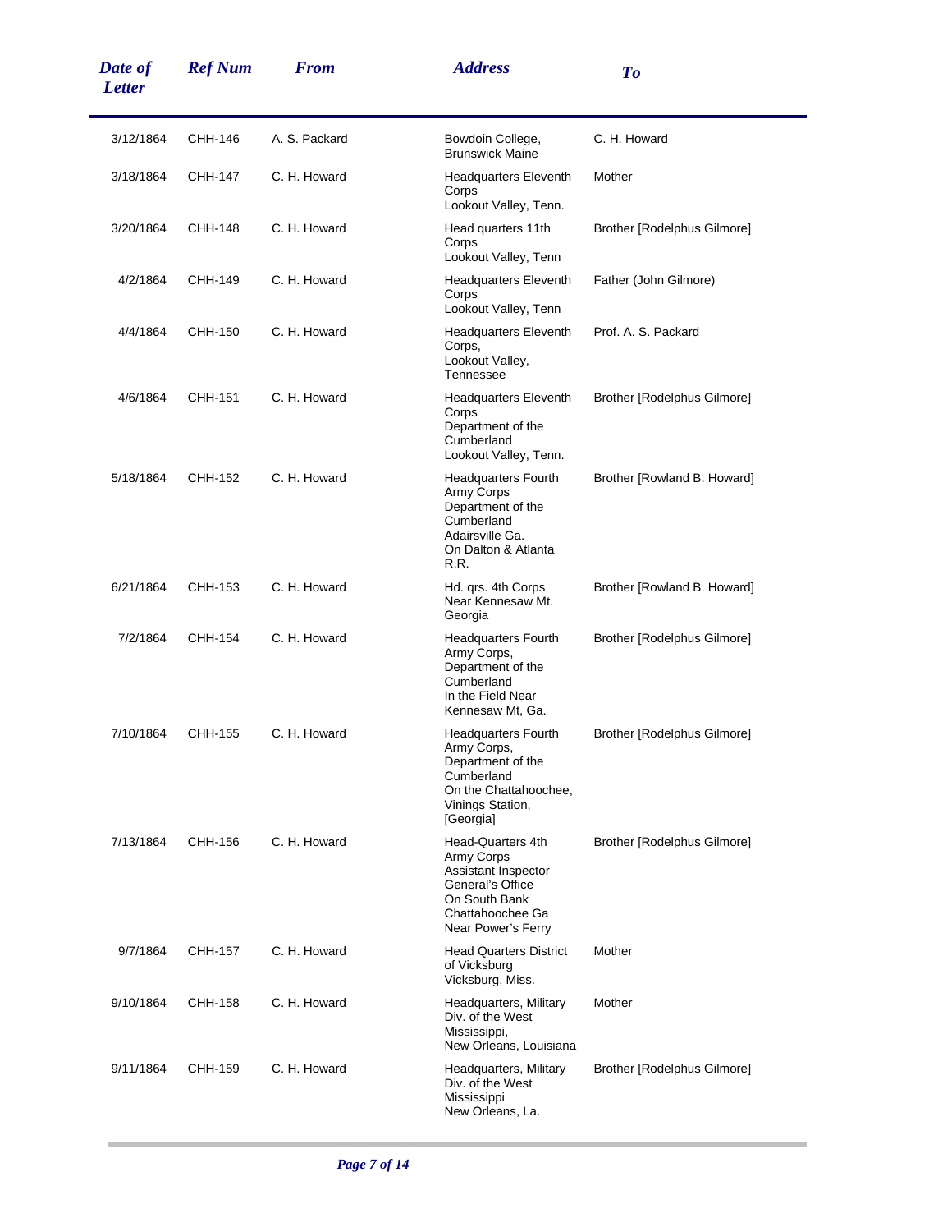| Date of Letter | Ref Num | From | Address | To |
|---|---|---|---|---|
| 3/12/1864 | CHH-146 | A. S. Packard | Bowdoin College, Brunswick Maine | C. H. Howard |
| 3/18/1864 | CHH-147 | C. H. Howard | Headquarters Eleventh Corps Lookout Valley, Tenn. | Mother |
| 3/20/1864 | CHH-148 | C. H. Howard | Head quarters 11th Corps Lookout Valley, Tenn | Brother [Rodelphus Gilmore] |
| 4/2/1864 | CHH-149 | C. H. Howard | Headquarters Eleventh Corps Lookout Valley, Tenn | Father (John Gilmore) |
| 4/4/1864 | CHH-150 | C. H. Howard | Headquarters Eleventh Corps, Lookout Valley, Tennessee | Prof. A. S. Packard |
| 4/6/1864 | CHH-151 | C. H. Howard | Headquarters Eleventh Corps Department of the Cumberland Lookout Valley, Tenn. | Brother [Rodelphus Gilmore] |
| 5/18/1864 | CHH-152 | C. H. Howard | Headquarters Fourth Army Corps Department of the Cumberland Adairsville Ga. On Dalton & Atlanta R.R. | Brother [Rowland B. Howard] |
| 6/21/1864 | CHH-153 | C. H. Howard | Hd. qrs. 4th Corps Near Kennesaw Mt. Georgia | Brother [Rowland B. Howard] |
| 7/2/1864 | CHH-154 | C. H. Howard | Headquarters Fourth Army Corps, Department of the Cumberland In the Field Near Kennesaw Mt, Ga. | Brother [Rodelphus Gilmore] |
| 7/10/1864 | CHH-155 | C. H. Howard | Headquarters Fourth Army Corps, Department of the Cumberland On the Chattahoochee, Vinings Station, [Georgia] | Brother [Rodelphus Gilmore] |
| 7/13/1864 | CHH-156 | C. H. Howard | Head-Quarters 4th Army Corps Assistant Inspector General's Office On South Bank Chattahoochee Ga Near Power's Ferry | Brother [Rodelphus Gilmore] |
| 9/7/1864 | CHH-157 | C. H. Howard | Head Quarters District of Vicksburg Vicksburg, Miss. | Mother |
| 9/10/1864 | CHH-158 | C. H. Howard | Headquarters, Military Div. of the West Mississippi, New Orleans, Louisiana | Mother |
| 9/11/1864 | CHH-159 | C. H. Howard | Headquarters, Military Div. of the West Mississippi New Orleans, La. | Brother [Rodelphus Gilmore] |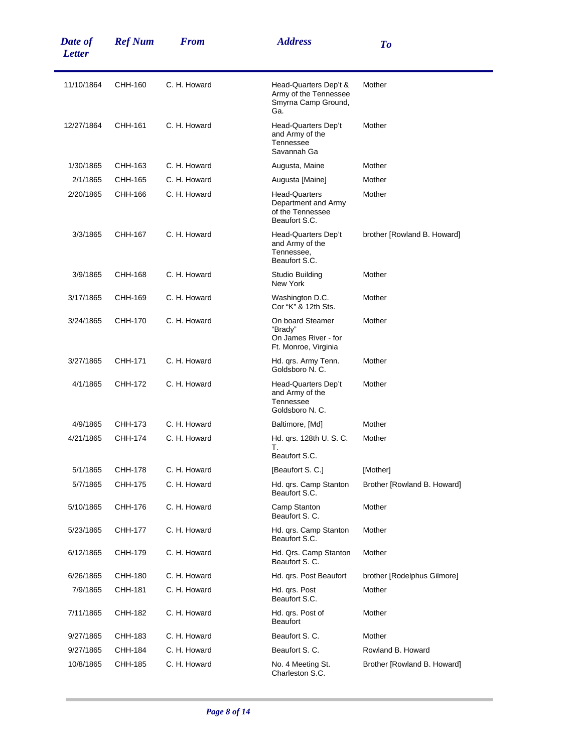| Date of Letter | Ref Num | From | Address | To |
|---|---|---|---|---|
| 11/10/1864 | CHH-160 | C. H. Howard | Head-Quarters Dep't & Army of the Tennessee Smyrna Camp Ground, Ga. | Mother |
| 12/27/1864 | CHH-161 | C. H. Howard | Head-Quarters Dep't and Army of the Tennessee Savannah Ga | Mother |
| 1/30/1865 | CHH-163 | C. H. Howard | Augusta, Maine | Mother |
| 2/1/1865 | CHH-165 | C. H. Howard | Augusta [Maine] | Mother |
| 2/20/1865 | CHH-166 | C. H. Howard | Head-Quarters Department and Army of the Tennessee Beaufort S.C. | Mother |
| 3/3/1865 | CHH-167 | C. H. Howard | Head-Quarters Dep't and Army of the Tennessee, Beaufort S.C. | brother [Rowland B. Howard] |
| 3/9/1865 | CHH-168 | C. H. Howard | Studio Building New York | Mother |
| 3/17/1865 | CHH-169 | C. H. Howard | Washington D.C. Cor "K" & 12th Sts. | Mother |
| 3/24/1865 | CHH-170 | C. H. Howard | On board Steamer "Brady" On James River - for Ft. Monroe, Virginia | Mother |
| 3/27/1865 | CHH-171 | C. H. Howard | Hd. qrs. Army Tenn. Goldsboro N. C. | Mother |
| 4/1/1865 | CHH-172 | C. H. Howard | Head-Quarters Dep't and Army of the Tennessee Goldsboro N. C. | Mother |
| 4/9/1865 | CHH-173 | C. H. Howard | Baltimore, [Md] | Mother |
| 4/21/1865 | CHH-174 | C. H. Howard | Hd. qrs. 128th U. S. C. T. Beaufort S.C. | Mother |
| 5/1/1865 | CHH-178 | C. H. Howard | [Beaufort S. C.] | [Mother] |
| 5/7/1865 | CHH-175 | C. H. Howard | Hd. qrs. Camp Stanton Beaufort S.C. | Brother [Rowland B. Howard] |
| 5/10/1865 | CHH-176 | C. H. Howard | Camp Stanton Beaufort S. C. | Mother |
| 5/23/1865 | CHH-177 | C. H. Howard | Hd. qrs. Camp Stanton Beaufort S.C. | Mother |
| 6/12/1865 | CHH-179 | C. H. Howard | Hd. Qrs. Camp Stanton Beaufort S. C. | Mother |
| 6/26/1865 | CHH-180 | C. H. Howard | Hd. qrs. Post Beaufort | brother [Rodelphus Gilmore] |
| 7/9/1865 | CHH-181 | C. H. Howard | Hd. qrs. Post Beaufort S.C. | Mother |
| 7/11/1865 | CHH-182 | C. H. Howard | Hd. qrs. Post of Beaufort | Mother |
| 9/27/1865 | CHH-183 | C. H. Howard | Beaufort S. C. | Mother |
| 9/27/1865 | CHH-184 | C. H. Howard | Beaufort S. C. | Rowland B. Howard |
| 10/8/1865 | CHH-185 | C. H. Howard | No. 4 Meeting St. Charleston S.C. | Brother [Rowland B. Howard] |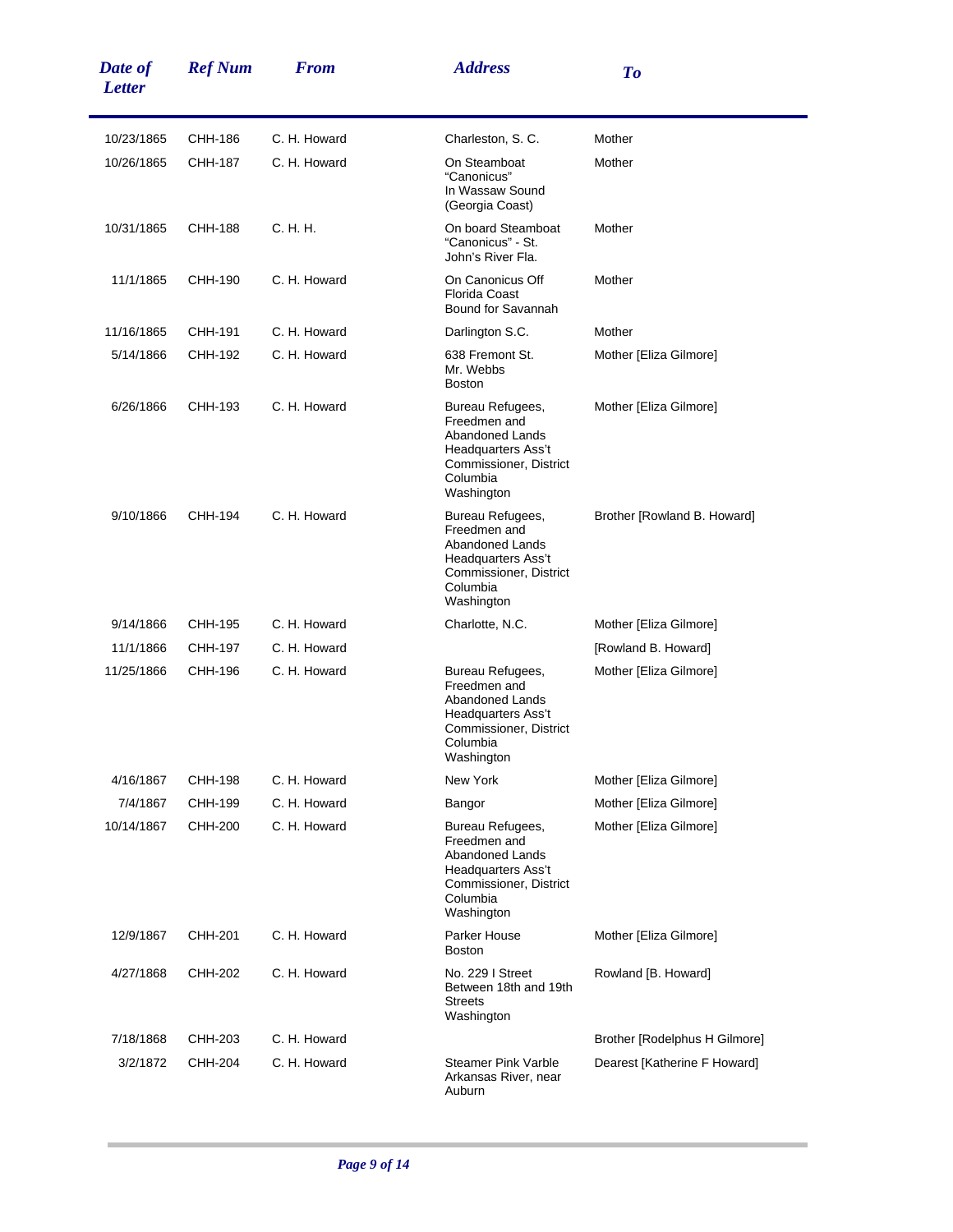| Date of Letter | Ref Num | From | Address | To |
|---|---|---|---|---|
| 10/23/1865 | CHH-186 | C. H. Howard | Charleston, S. C. | Mother |
| 10/26/1865 | CHH-187 | C. H. Howard | On Steamboat "Canonicus" In Wassaw Sound (Georgia Coast) | Mother |
| 10/31/1865 | CHH-188 | C. H. H. | On board Steamboat "Canonicus" - St. John's River Fla. | Mother |
| 11/1/1865 | CHH-190 | C. H. Howard | On Canonicus Off Florida Coast Bound for Savannah | Mother |
| 11/16/1865 | CHH-191 | C. H. Howard | Darlington S.C. | Mother |
| 5/14/1866 | CHH-192 | C. H. Howard | 638 Fremont St. Mr. Webbs Boston | Mother [Eliza Gilmore] |
| 6/26/1866 | CHH-193 | C. H. Howard | Bureau Refugees, Freedmen and Abandoned Lands Headquarters Ass't Commissioner, District Columbia Washington | Mother [Eliza Gilmore] |
| 9/10/1866 | CHH-194 | C. H. Howard | Bureau Refugees, Freedmen and Abandoned Lands Headquarters Ass't Commissioner, District Columbia Washington | Brother [Rowland B. Howard] |
| 9/14/1866 | CHH-195 | C. H. Howard | Charlotte, N.C. | Mother [Eliza Gilmore] |
| 11/1/1866 | CHH-197 | C. H. Howard | | [Rowland B. Howard] |
| 11/25/1866 | CHH-196 | C. H. Howard | Bureau Refugees, Freedmen and Abandoned Lands Headquarters Ass't Commissioner, District Columbia Washington | Mother [Eliza Gilmore] |
| 4/16/1867 | CHH-198 | C. H. Howard | New York | Mother [Eliza Gilmore] |
| 7/4/1867 | CHH-199 | C. H. Howard | Bangor | Mother [Eliza Gilmore] |
| 10/14/1867 | CHH-200 | C. H. Howard | Bureau Refugees, Freedmen and Abandoned Lands Headquarters Ass't Commissioner, District Columbia Washington | Mother [Eliza Gilmore] |
| 12/9/1867 | CHH-201 | C. H. Howard | Parker House Boston | Mother [Eliza Gilmore] |
| 4/27/1868 | CHH-202 | C. H. Howard | No. 229 I Street Between 18th and 19th Streets Washington | Rowland [B. Howard] |
| 7/18/1868 | CHH-203 | C. H. Howard | | Brother [Rodelphus H Gilmore] |
| 3/2/1872 | CHH-204 | C. H. Howard | Steamer Pink Varble Arkansas River, near Auburn | Dearest [Katherine F Howard] |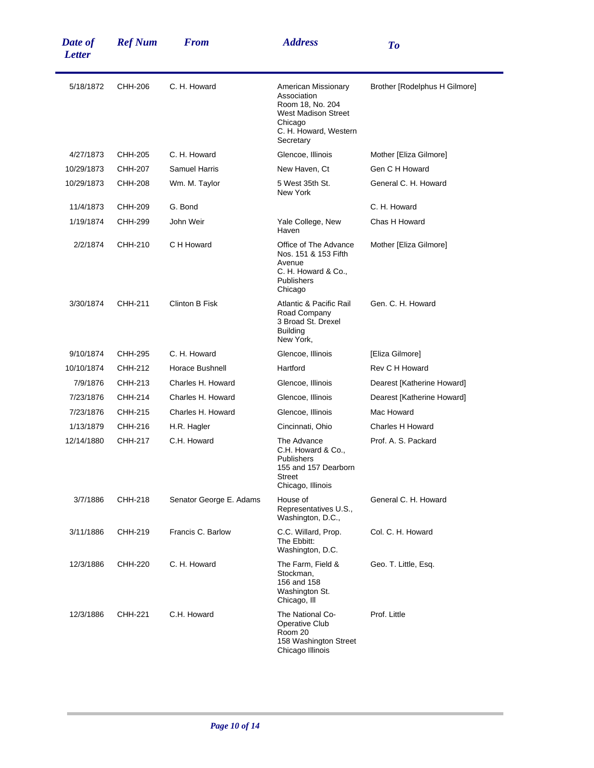| Date of Letter | Ref Num | From | Address | To |
|---|---|---|---|---|
| 5/18/1872 | CHH-206 | C. H. Howard | American Missionary Association Room 18, No. 204 West Madison Street Chicago C. H. Howard, Western Secretary | Brother [Rodelphus H Gilmore] |
| 4/27/1873 | CHH-205 | C. H. Howard | Glencoe, Illinois | Mother [Eliza Gilmore] |
| 10/29/1873 | CHH-207 | Samuel Harris | New Haven, Ct | Gen C H Howard |
| 10/29/1873 | CHH-208 | Wm. M. Taylor | 5 West 35th St. New York | General C. H. Howard |
| 11/4/1873 | CHH-209 | G. Bond | | C. H. Howard |
| 1/19/1874 | CHH-299 | John Weir | Yale College, New Haven | Chas H Howard |
| 2/2/1874 | CHH-210 | C H Howard | Office of The Advance Nos. 151 & 153 Fifth Avenue C. H. Howard & Co., Publishers Chicago | Mother [Eliza Gilmore] |
| 3/30/1874 | CHH-211 | Clinton B Fisk | Atlantic & Pacific Rail Road Company 3 Broad St. Drexel Building New York, | Gen. C. H. Howard |
| 9/10/1874 | CHH-295 | C. H. Howard | Glencoe, Illinois | [Eliza Gilmore] |
| 10/10/1874 | CHH-212 | Horace Bushnell | Hartford | Rev C H Howard |
| 7/9/1876 | CHH-213 | Charles H. Howard | Glencoe, Illinois | Dearest [Katherine Howard] |
| 7/23/1876 | CHH-214 | Charles H. Howard | Glencoe, Illinois | Dearest [Katherine Howard] |
| 7/23/1876 | CHH-215 | Charles H. Howard | Glencoe, Illinois | Mac Howard |
| 1/13/1879 | CHH-216 | H.R. Hagler | Cincinnati, Ohio | Charles H Howard |
| 12/14/1880 | CHH-217 | C.H. Howard | The Advance C.H. Howard & Co., Publishers 155 and 157 Dearborn Street Chicago, Illinois | Prof. A. S. Packard |
| 3/7/1886 | CHH-218 | Senator George E. Adams | House of Representatives U.S., Washington, D.C., | General C. H. Howard |
| 3/11/1886 | CHH-219 | Francis C. Barlow | C.C. Willard, Prop. The Ebbitt: Washington, D.C. | Col. C. H. Howard |
| 12/3/1886 | CHH-220 | C. H. Howard | The Farm, Field & Stockman, 156 and 158 Washington St. Chicago, Ill | Geo. T. Little, Esq. |
| 12/3/1886 | CHH-221 | C.H. Howard | The National Co-Operative Club Room 20 158 Washington Street Chicago Illinois | Prof. Little |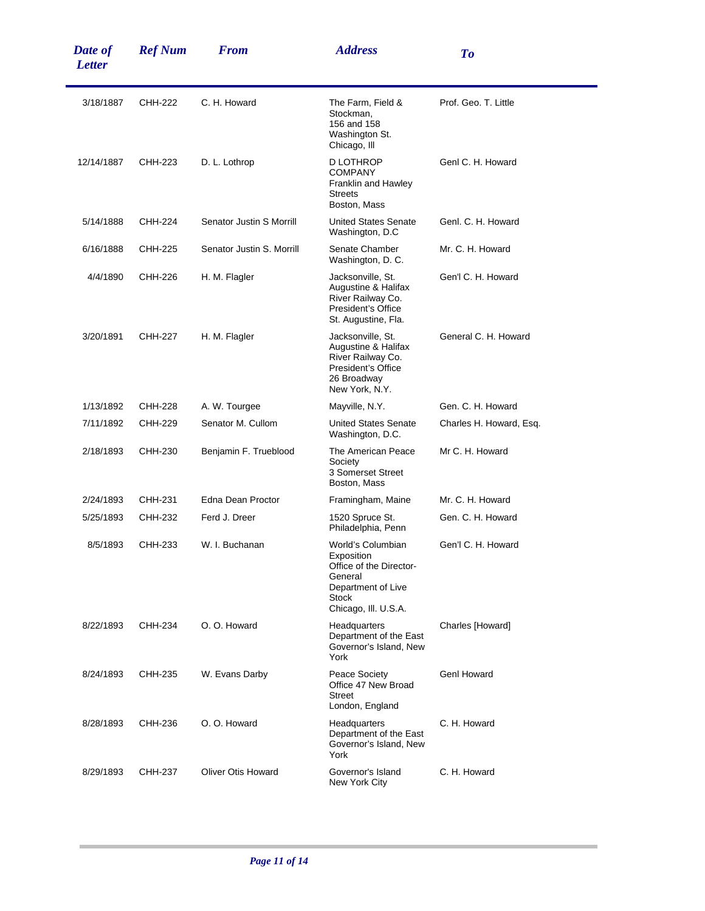| Date of Letter | Ref Num | From | Address | To |
|---|---|---|---|---|
| 3/18/1887 | CHH-222 | C. H. Howard | The Farm, Field & Stockman, 156 and 158 Washington St. Chicago, Ill | Prof. Geo. T. Little |
| 12/14/1887 | CHH-223 | D. L. Lothrop | D LOTHROP COMPANY Franklin and Hawley Streets Boston, Mass | Genl C. H. Howard |
| 5/14/1888 | CHH-224 | Senator Justin S Morrill | United States Senate Washington, D.C | Genl. C. H. Howard |
| 6/16/1888 | CHH-225 | Senator Justin S. Morrill | Senate Chamber Washington, D. C. | Mr. C. H. Howard |
| 4/4/1890 | CHH-226 | H. M. Flagler | Jacksonville, St. Augustine & Halifax River Railway Co. President's Office St. Augustine, Fla. | Gen'l C. H. Howard |
| 3/20/1891 | CHH-227 | H. M. Flagler | Jacksonville, St. Augustine & Halifax River Railway Co. President's Office 26 Broadway New York, N.Y. | General C. H. Howard |
| 1/13/1892 | CHH-228 | A. W. Tourgee | Mayville, N.Y. | Gen. C. H. Howard |
| 7/11/1892 | CHH-229 | Senator M. Cullom | United States Senate Washington, D.C. | Charles H. Howard, Esq. |
| 2/18/1893 | CHH-230 | Benjamin F. Trueblood | The American Peace Society 3 Somerset Street Boston, Mass | Mr C. H. Howard |
| 2/24/1893 | CHH-231 | Edna Dean Proctor | Framingham, Maine | Mr. C. H. Howard |
| 5/25/1893 | CHH-232 | Ferd J. Dreer | 1520 Spruce St. Philadelphia, Penn | Gen. C. H. Howard |
| 8/5/1893 | CHH-233 | W. I. Buchanan | World's Columbian Exposition Office of the Director-General Department of Live Stock Chicago, Ill. U.S.A. | Gen'l C. H. Howard |
| 8/22/1893 | CHH-234 | O. O. Howard | Headquarters Department of the East Governor's Island, New York | Charles [Howard] |
| 8/24/1893 | CHH-235 | W. Evans Darby | Peace Society Office 47 New Broad Street London, England | Genl Howard |
| 8/28/1893 | CHH-236 | O. O. Howard | Headquarters Department of the East Governor's Island, New York | C. H. Howard |
| 8/29/1893 | CHH-237 | Oliver Otis Howard | Governor's Island New York City | C. H. Howard |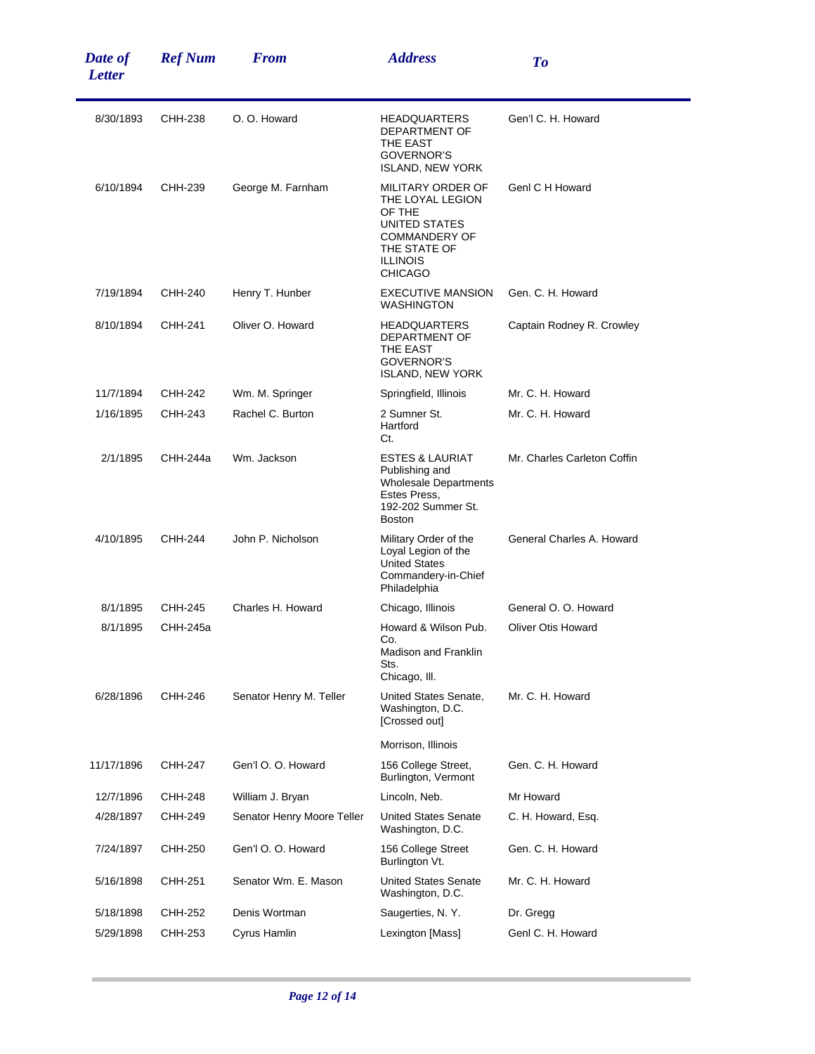| Date of Letter | Ref Num | From | Address | To |
|---|---|---|---|---|
| 8/30/1893 | CHH-238 | O. O. Howard | HEADQUARTERS DEPARTMENT OF THE EAST GOVERNOR'S ISLAND, NEW YORK | Gen'l C. H. Howard |
| 6/10/1894 | CHH-239 | George M. Farnham | MILITARY ORDER OF THE LOYAL LEGION OF THE UNITED STATES COMMANDERY OF THE STATE OF ILLINOIS CHICAGO | Genl C H Howard |
| 7/19/1894 | CHH-240 | Henry T. Hunber | EXECUTIVE MANSION WASHINGTON | Gen. C. H. Howard |
| 8/10/1894 | CHH-241 | Oliver O. Howard | HEADQUARTERS DEPARTMENT OF THE EAST GOVERNOR'S ISLAND, NEW YORK | Captain Rodney R. Crowley |
| 11/7/1894 | CHH-242 | Wm. M. Springer | Springfield, Illinois | Mr. C. H. Howard |
| 1/16/1895 | CHH-243 | Rachel C. Burton | 2 Sumner St. Hartford Ct. | Mr. C. H. Howard |
| 2/1/1895 | CHH-244a | Wm. Jackson | ESTES & LAURIAT Publishing and Wholesale Departments Estes Press, 192-202 Summer St. Boston | Mr. Charles Carleton Coffin |
| 4/10/1895 | CHH-244 | John P. Nicholson | Military Order of the Loyal Legion of the United States Commandery-in-Chief Philadelphia | General Charles A. Howard |
| 8/1/1895 | CHH-245 | Charles H. Howard | Chicago, Illinois | General O. O. Howard |
| 8/1/1895 | CHH-245a | | Howard & Wilson Pub. Co. Madison and Franklin Sts. Chicago, Ill. | Oliver Otis Howard |
| 6/28/1896 | CHH-246 | Senator Henry M. Teller | United States Senate, Washington, D.C. [Crossed out]<br>Morrison, Illinois | Mr. C. H. Howard |
| 11/17/1896 | CHH-247 | Gen'l O. O. Howard | 156 College Street, Burlington, Vermont | Gen. C. H. Howard |
| 12/7/1896 | CHH-248 | William J. Bryan | Lincoln, Neb. | Mr Howard |
| 4/28/1897 | CHH-249 | Senator Henry Moore Teller | United States Senate Washington, D.C. | C. H. Howard, Esq. |
| 7/24/1897 | CHH-250 | Gen'l O. O. Howard | 156 College Street Burlington Vt. | Gen. C. H. Howard |
| 5/16/1898 | CHH-251 | Senator Wm. E. Mason | United States Senate Washington, D.C. | Mr. C. H. Howard |
| 5/18/1898 | CHH-252 | Denis Wortman | Saugerties, N. Y. | Dr. Gregg |
| 5/29/1898 | CHH-253 | Cyrus Hamlin | Lexington [Mass] | Genl C. H. Howard |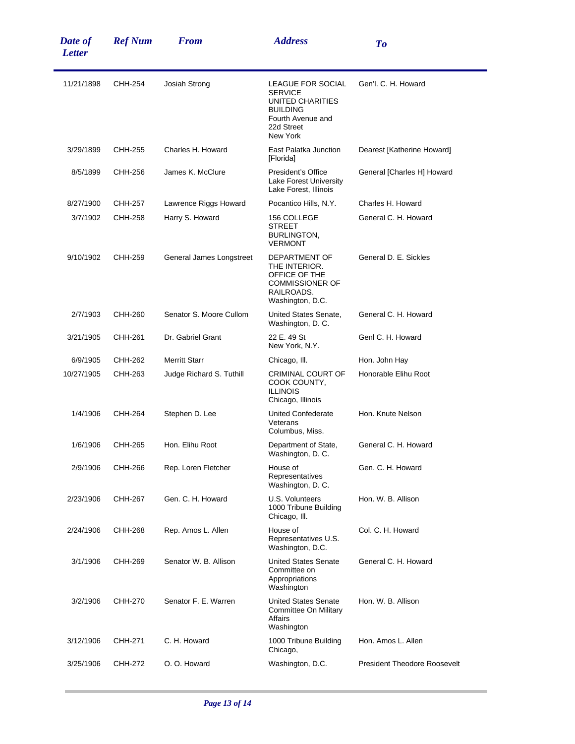| Date of Letter | Ref Num | From | Address | To |
|---|---|---|---|---|
| 11/21/1898 | CHH-254 | Josiah Strong | LEAGUE FOR SOCIAL SERVICE UNITED CHARITIES BUILDING Fourth Avenue and 22d Street New York | Gen'l. C. H. Howard |
| 3/29/1899 | CHH-255 | Charles H. Howard | East Palatka Junction [Florida] | Dearest [Katherine Howard] |
| 8/5/1899 | CHH-256 | James K. McClure | President's Office Lake Forest University Lake Forest, Illinois | General [Charles H] Howard |
| 8/27/1900 | CHH-257 | Lawrence Riggs Howard | Pocantico Hills, N.Y. | Charles H. Howard |
| 3/7/1902 | CHH-258 | Harry S. Howard | 156 COLLEGE STREET BURLINGTON, VERMONT | General C. H. Howard |
| 9/10/1902 | CHH-259 | General James Longstreet | DEPARTMENT OF THE INTERIOR. OFFICE OF THE COMMISSIONER OF RAILROADS. Washington, D.C. | General D. E. Sickles |
| 2/7/1903 | CHH-260 | Senator S. Moore Cullom | United States Senate, Washington, D. C. | General C. H. Howard |
| 3/21/1905 | CHH-261 | Dr. Gabriel Grant | 22 E. 49 St New York, N.Y. | Genl C. H. Howard |
| 6/9/1905 | CHH-262 | Merritt Starr | Chicago, Ill. | Hon. John Hay |
| 10/27/1905 | CHH-263 | Judge Richard S. Tuthill | CRIMINAL COURT OF COOK COUNTY, ILLINOIS Chicago, Illinois | Honorable Elihu Root |
| 1/4/1906 | CHH-264 | Stephen D. Lee | United Confederate Veterans Columbus, Miss. | Hon. Knute Nelson |
| 1/6/1906 | CHH-265 | Hon. Elihu Root | Department of State, Washington, D. C. | General C. H. Howard |
| 2/9/1906 | CHH-266 | Rep. Loren Fletcher | House of Representatives Washington, D. C. | Gen. C. H. Howard |
| 2/23/1906 | CHH-267 | Gen. C. H. Howard | U.S. Volunteers 1000 Tribune Building Chicago, Ill. | Hon. W. B. Allison |
| 2/24/1906 | CHH-268 | Rep. Amos L. Allen | House of Representatives U.S. Washington, D.C. | Col. C. H. Howard |
| 3/1/1906 | CHH-269 | Senator W. B. Allison | United States Senate Committee on Appropriations Washington | General C. H. Howard |
| 3/2/1906 | CHH-270 | Senator F. E. Warren | United States Senate Committee On Military Affairs Washington | Hon. W. B. Allison |
| 3/12/1906 | CHH-271 | C. H. Howard | 1000 Tribune Building Chicago, | Hon. Amos L. Allen |
| 3/25/1906 | CHH-272 | O. O. Howard | Washington, D.C. | President Theodore Roosevelt |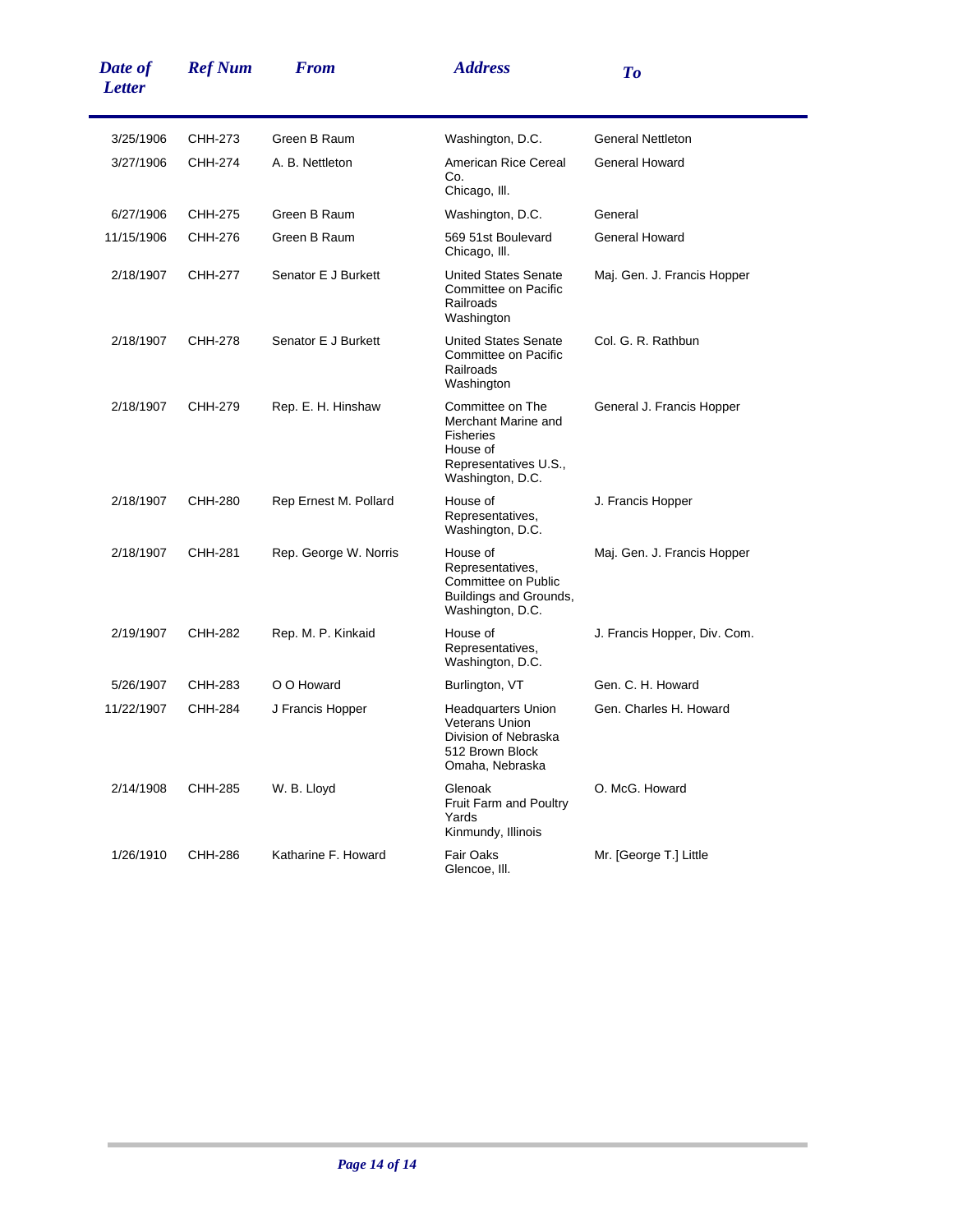| Date of Letter | Ref Num | From | Address | To |
|---|---|---|---|---|
| 3/25/1906 | CHH-273 | Green B Raum | Washington, D.C. | General Nettleton |
| 3/27/1906 | CHH-274 | A. B. Nettleton | American Rice Cereal Co. Chicago, Ill. | General Howard |
| 6/27/1906 | CHH-275 | Green B Raum | Washington, D.C. | General |
| 11/15/1906 | CHH-276 | Green B Raum | 569 51st Boulevard Chicago, Ill. | General Howard |
| 2/18/1907 | CHH-277 | Senator E J Burkett | United States Senate Committee on Pacific Railroads Washington | Maj. Gen. J. Francis Hopper |
| 2/18/1907 | CHH-278 | Senator E J Burkett | United States Senate Committee on Pacific Railroads Washington | Col. G. R. Rathbun |
| 2/18/1907 | CHH-279 | Rep. E. H. Hinshaw | Committee on The Merchant Marine and Fisheries House of Representatives U.S., Washington, D.C. | General J. Francis Hopper |
| 2/18/1907 | CHH-280 | Rep Ernest M. Pollard | House of Representatives, Washington, D.C. | J. Francis Hopper |
| 2/18/1907 | CHH-281 | Rep. George W. Norris | House of Representatives, Committee on Public Buildings and Grounds, Washington, D.C. | Maj. Gen. J. Francis Hopper |
| 2/19/1907 | CHH-282 | Rep. M. P. Kinkaid | House of Representatives, Washington, D.C. | J. Francis Hopper, Div. Com. |
| 5/26/1907 | CHH-283 | O O Howard | Burlington, VT | Gen. C. H. Howard |
| 11/22/1907 | CHH-284 | J Francis Hopper | Headquarters Union Veterans Union Division of Nebraska 512 Brown Block Omaha, Nebraska | Gen. Charles H. Howard |
| 2/14/1908 | CHH-285 | W. B. Lloyd | Glenoak Fruit Farm and Poultry Yards Kinmundy, Illinois | O. McG. Howard |
| 1/26/1910 | CHH-286 | Katharine F. Howard | Fair Oaks Glencoe, Ill. | Mr. [George T.] Little |